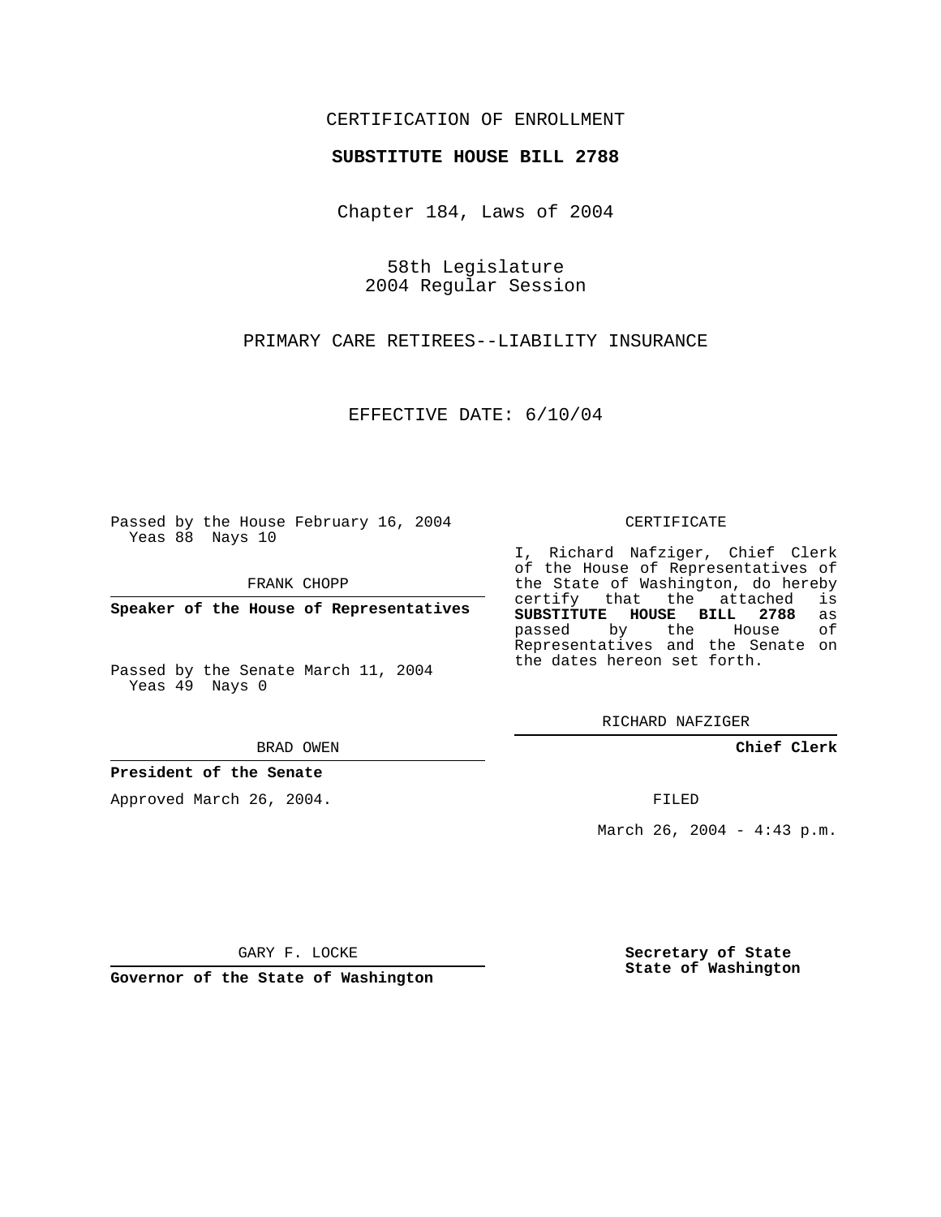CERTIFICATION OF ENROLLMENT

# SUBSTITUTE HOUSE BILL 2788

Chapter 184, Laws of 2004

58th Legislature
2004 Regular Session

PRIMARY CARE RETIREES--LIABILITY INSURANCE

EFFECTIVE DATE: 6/10/04

Passed by the House February 16, 2004
Yeas 88 Nays 10

FRANK CHOPP

**Speaker of the House of Representatives**

Passed by the Senate March 11, 2004
Yeas 49 Nays 0

BRAD OWEN

**President of the Senate**

Approved March 26, 2004.

GARY F. LOCKE

**Governor of the State of Washington**

CERTIFICATE

I, Richard Nafziger, Chief Clerk of the House of Representatives of the State of Washington, do hereby certify that the attached is **SUBSTITUTE HOUSE BILL 2788** as passed by the House of Representatives and the Senate on the dates hereon set forth.

RICHARD NAFZIGER

**Chief Clerk**

FILED

March 26, 2004 - 4:43 p.m.

**Secretary of State**
**State of Washington**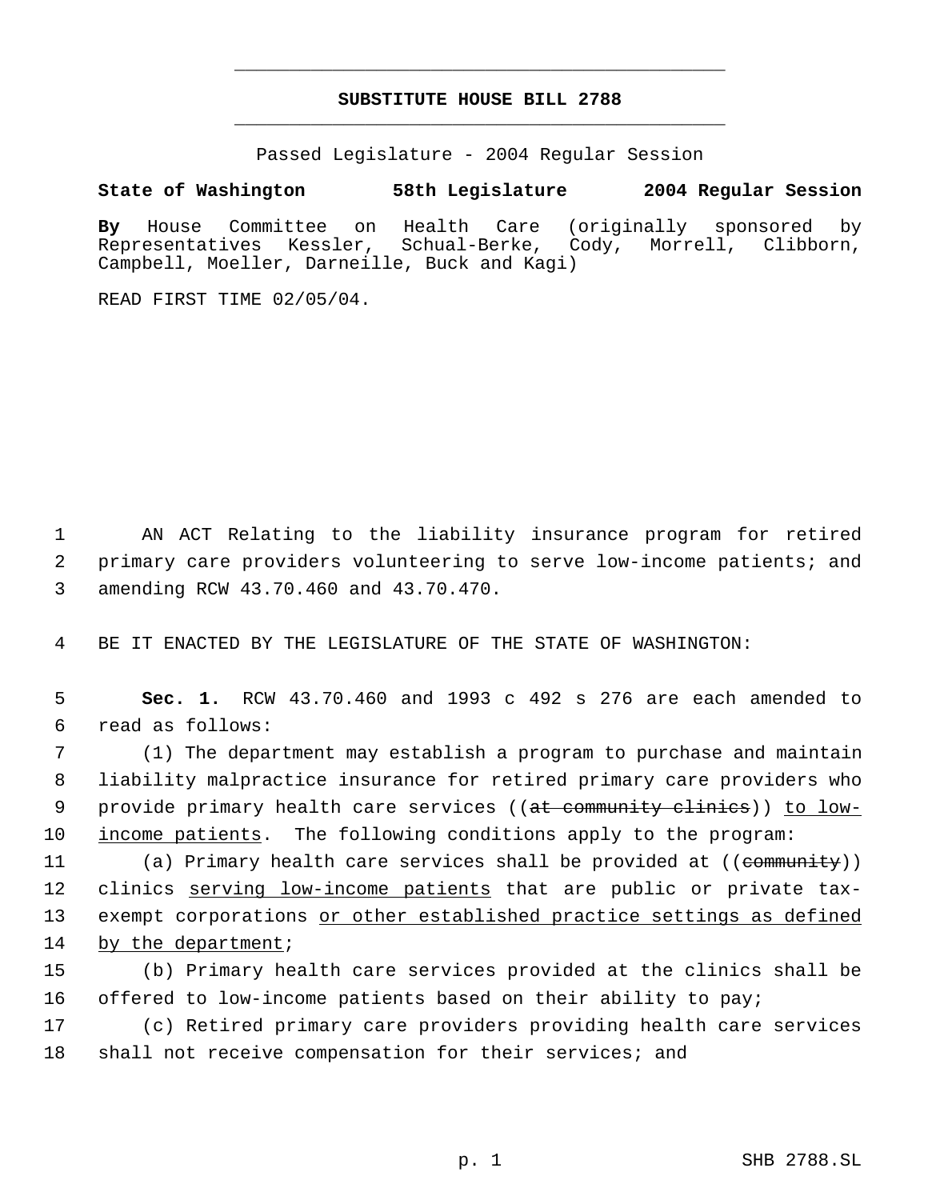**SUBSTITUTE HOUSE BILL 2788**

Passed Legislature - 2004 Regular Session

**State of Washington 58th Legislature 2004 Regular Session**

**By** House Committee on Health Care (originally sponsored by Representatives Kessler, Schual-Berke, Cody, Morrell, Clibborn, Campbell, Moeller, Darneille, Buck and Kagi)

READ FIRST TIME 02/05/04.

AN ACT Relating to the liability insurance program for retired primary care providers volunteering to serve low-income patients; and amending RCW 43.70.460 and 43.70.470.

BE IT ENACTED BY THE LEGISLATURE OF THE STATE OF WASHINGTON:

**Sec. 1.** RCW 43.70.460 and 1993 c 492 s 276 are each amended to read as follows:

(1) The department may establish a program to purchase and maintain liability malpractice insurance for retired primary care providers who provide primary health care services ((~~at community clinics~~)) to low-income patients. The following conditions apply to the program:

(a) Primary health care services shall be provided at ((~~community~~)) clinics serving low-income patients that are public or private tax-exempt corporations or other established practice settings as defined by the department;

(b) Primary health care services provided at the clinics shall be offered to low-income patients based on their ability to pay;

(c) Retired primary care providers providing health care services shall not receive compensation for their services; and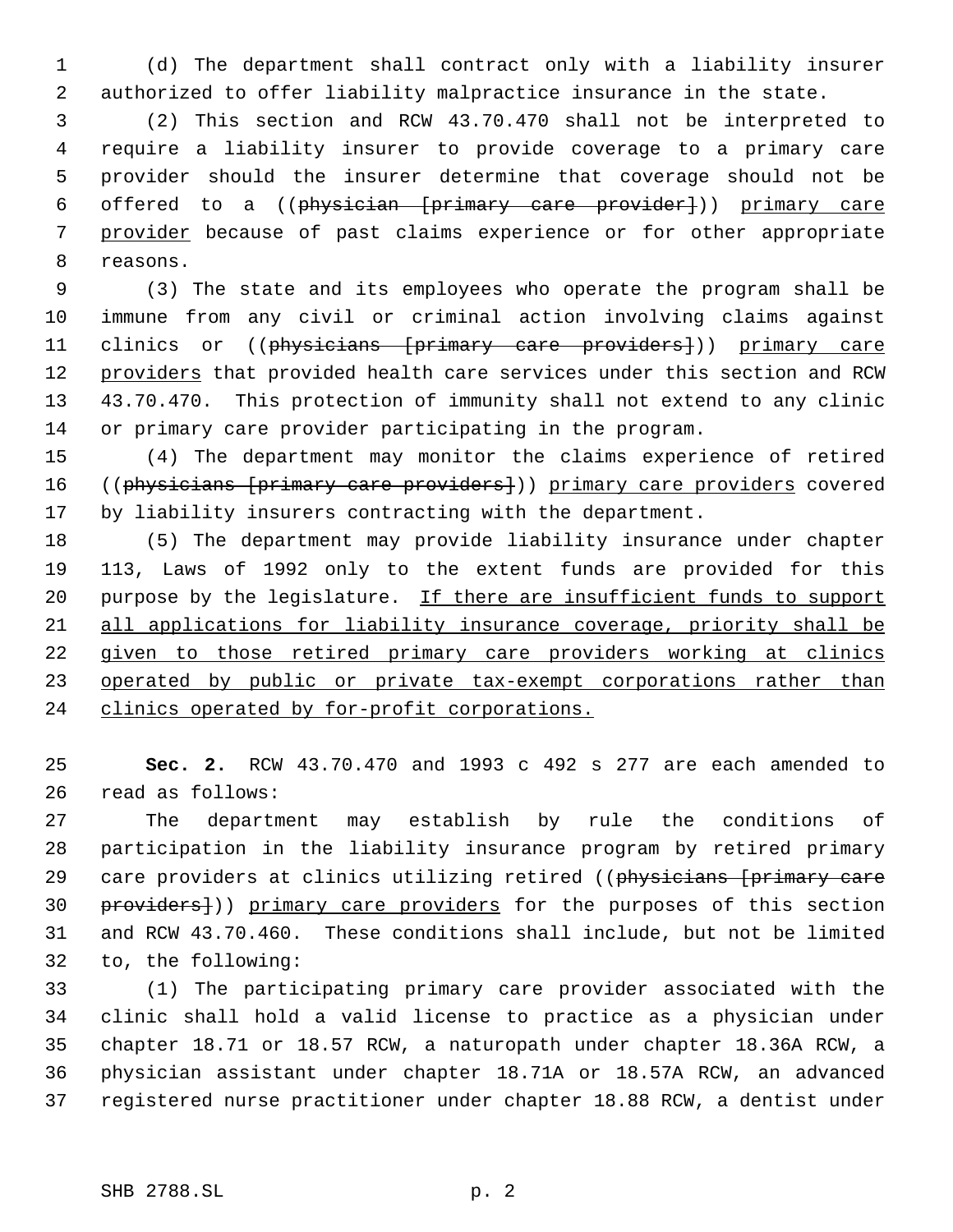(d) The department shall contract only with a liability insurer authorized to offer liability malpractice insurance in the state.

(2) This section and RCW 43.70.470 shall not be interpreted to require a liability insurer to provide coverage to a primary care provider should the insurer determine that coverage should not be offered to a ((~~physician [primary care provider]~~)) <u>primary care provider</u> because of past claims experience or for other appropriate reasons.

(3) The state and its employees who operate the program shall be immune from any civil or criminal action involving claims against clinics or ((~~physicians [primary care providers]~~)) <u>primary care providers</u> that provided health care services under this section and RCW 43.70.470. This protection of immunity shall not extend to any clinic or primary care provider participating in the program.

(4) The department may monitor the claims experience of retired ((~~physicians [primary care providers]~~)) <u>primary care providers</u> covered by liability insurers contracting with the department.

(5) The department may provide liability insurance under chapter 113, Laws of 1992 only to the extent funds are provided for this purpose by the legislature. <u>If there are insufficient funds to support all applications for liability insurance coverage, priority shall be given to those retired primary care providers working at clinics operated by public or private tax-exempt corporations rather than clinics operated by for-profit corporations.</u>

**Sec. 2.** RCW 43.70.470 and 1993 c 492 s 277 are each amended to read as follows:

The department may establish by rule the conditions of participation in the liability insurance program by retired primary care providers at clinics utilizing retired ((~~physicians [primary care providers]~~)) <u>primary care providers</u> for the purposes of this section and RCW 43.70.460. These conditions shall include, but not be limited to, the following:

(1) The participating primary care provider associated with the clinic shall hold a valid license to practice as a physician under chapter 18.71 or 18.57 RCW, a naturopath under chapter 18.36A RCW, a physician assistant under chapter 18.71A or 18.57A RCW, an advanced registered nurse practitioner under chapter 18.88 RCW, a dentist under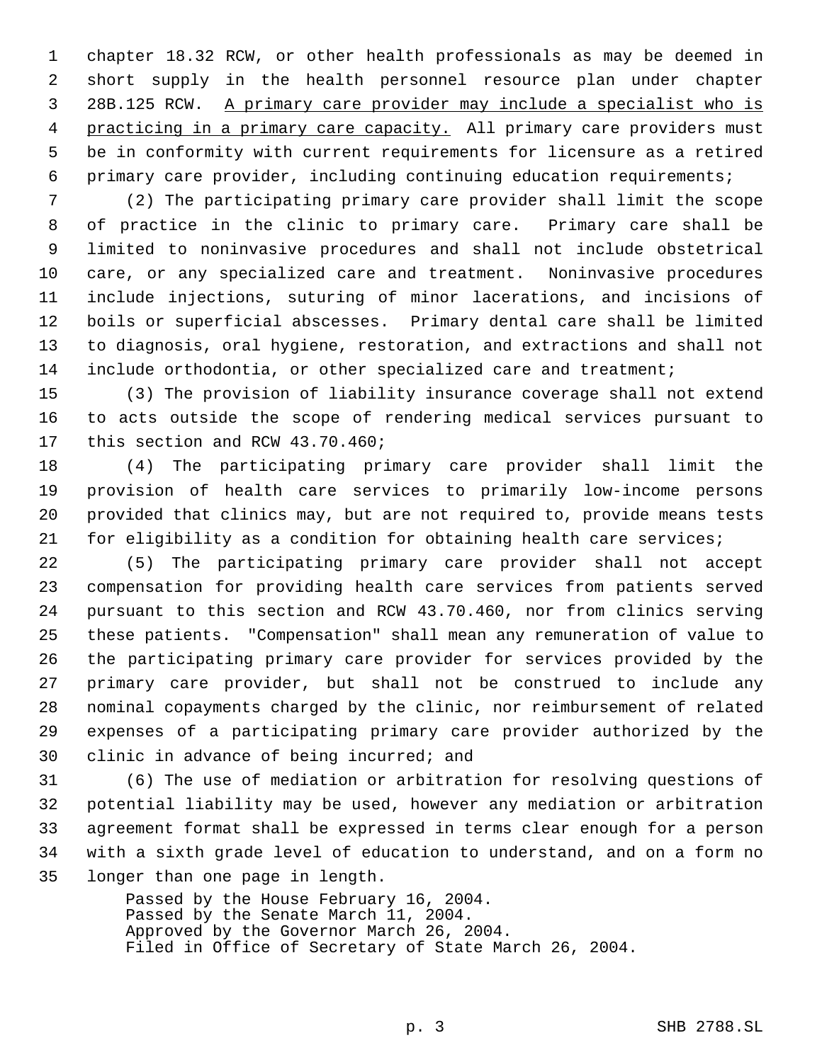chapter 18.32 RCW, or other health professionals as may be deemed in short supply in the health personnel resource plan under chapter 28B.125 RCW. A primary care provider may include a specialist who is practicing in a primary care capacity. All primary care providers must be in conformity with current requirements for licensure as a retired primary care provider, including continuing education requirements;

(2) The participating primary care provider shall limit the scope of practice in the clinic to primary care. Primary care shall be limited to noninvasive procedures and shall not include obstetrical care, or any specialized care and treatment. Noninvasive procedures include injections, suturing of minor lacerations, and incisions of boils or superficial abscesses. Primary dental care shall be limited to diagnosis, oral hygiene, restoration, and extractions and shall not include orthodontia, or other specialized care and treatment;

(3) The provision of liability insurance coverage shall not extend to acts outside the scope of rendering medical services pursuant to this section and RCW 43.70.460;

(4) The participating primary care provider shall limit the provision of health care services to primarily low-income persons provided that clinics may, but are not required to, provide means tests for eligibility as a condition for obtaining health care services;

(5) The participating primary care provider shall not accept compensation for providing health care services from patients served pursuant to this section and RCW 43.70.460, nor from clinics serving these patients. "Compensation" shall mean any remuneration of value to the participating primary care provider for services provided by the primary care provider, but shall not be construed to include any nominal copayments charged by the clinic, nor reimbursement of related expenses of a participating primary care provider authorized by the clinic in advance of being incurred; and

(6) The use of mediation or arbitration for resolving questions of potential liability may be used, however any mediation or arbitration agreement format shall be expressed in terms clear enough for a person with a sixth grade level of education to understand, and on a form no longer than one page in length.

Passed by the House February 16, 2004.
Passed by the Senate March 11, 2004.
Approved by the Governor March 26, 2004.
Filed in Office of Secretary of State March 26, 2004.